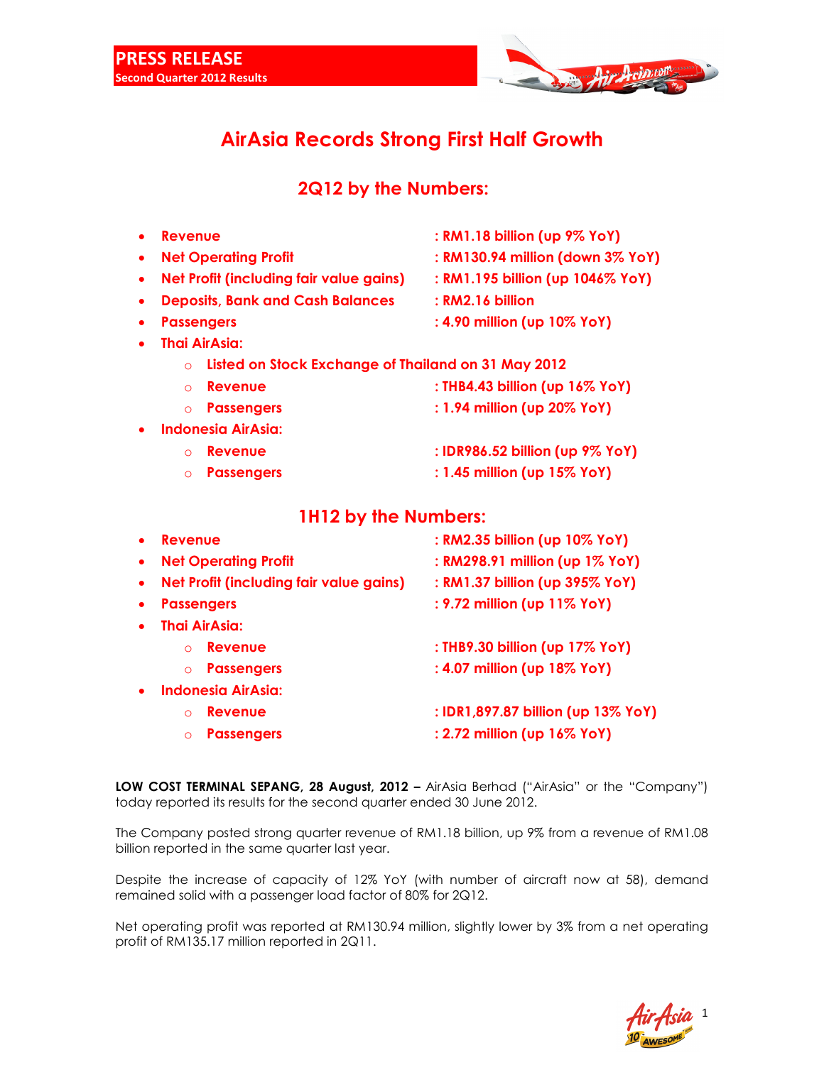**PRESS RELEASE**
**Second Quarter 2012 Results**

# AirAsia Records Strong First Half Growth

## 2Q12 by the Numbers:

- **Revenue** : **RM1.18 billion (up 9% YoY)**
- **Net Operating Profit** : **RM130.94 million (down 3% YoY)**
- **Net Profit (including fair value gains)** : **RM1.195 billion (up 1046% YoY)**
- **Deposits, Bank and Cash Balances** : **RM2.16 billion**
- **Passengers** : **4.90 million (up 10% YoY)**
- **Thai AirAsia:**
  - **Listed on Stock Exchange of Thailand on 31 May 2012**
  - **Revenue** : **THB4.43 billion (up 16% YoY)**
  - **Passengers** : **1.94 million (up 20% YoY)**
- **Indonesia AirAsia:**
  - **Revenue** : **IDR986.52 billion (up 9% YoY)**
  - **Passengers** : **1.45 million (up 15% YoY)**

## 1H12 by the Numbers:

- **Revenue** : **RM2.35 billion (up 10% YoY)**
- **Net Operating Profit** : **RM298.91 million (up 1% YoY)**
- **Net Profit (including fair value gains)** : **RM1.37 billion (up 395% YoY)**
- **Passengers** : **9.72 million (up 11% YoY)**
- **Thai AirAsia:**
  - **Revenue** : **THB9.30 billion (up 17% YoY)**
  - **Passengers** : **4.07 million (up 18% YoY)**
- **Indonesia AirAsia:**
  - **Revenue** : **IDR1,897.87 billion (up 13% YoY)**
  - **Passengers** : **2.72 million (up 16% YoY)**

**LOW COST TERMINAL SEPANG, 28 August, 2012 –** AirAsia Berhad ("AirAsia" or the "Company") today reported its results for the second quarter ended 30 June 2012.

The Company posted strong quarter revenue of RM1.18 billion, up 9% from a revenue of RM1.08 billion reported in the same quarter last year.

Despite the increase of capacity of 12% YoY (with number of aircraft now at 58), demand remained solid with a passenger load factor of 80% for 2Q12.

Net operating profit was reported at RM130.94 million, slightly lower by 3% from a net operating profit of RM135.17 million reported in 2Q11.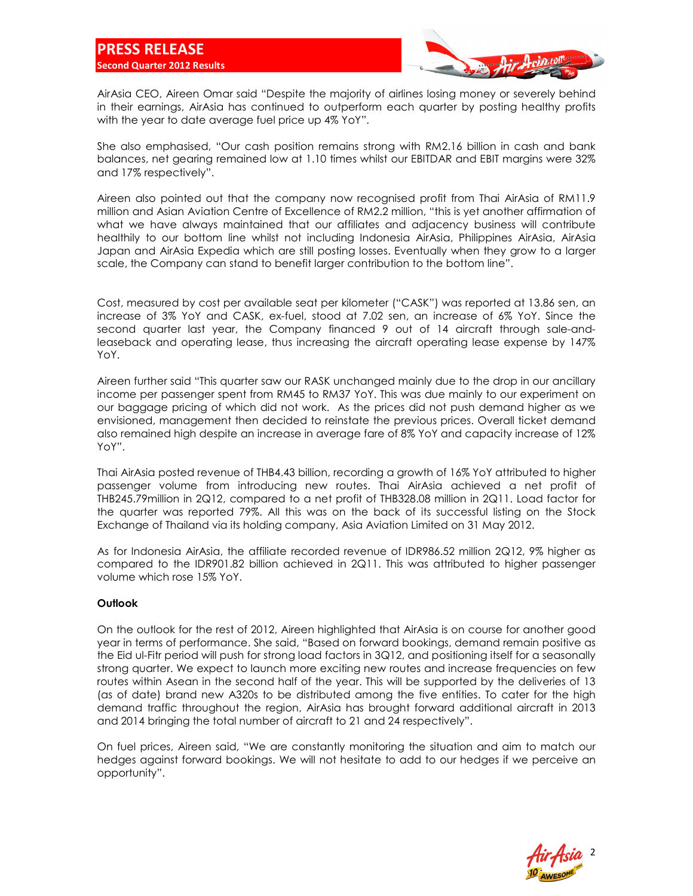AirAsia CEO, Aireen Omar said "Despite the majority of airlines losing money or severely behind in their earnings, AirAsia has continued to outperform each quarter by posting healthy profits with the year to date average fuel price up 4% YoY".

She also emphasised, "Our cash position remains strong with RM2.16 billion in cash and bank balances, net gearing remained low at 1.10 times whilst our EBITDAR and EBIT margins were 32% and 17% respectively".

Aireen also pointed out that the company now recognised profit from Thai AirAsia of RM11.9 million and Asian Aviation Centre of Excellence of RM2.2 million, "this is yet another affirmation of what we have always maintained that our affiliates and adjacency business will contribute healthily to our bottom line whilst not including Indonesia AirAsia, Philippines AirAsia, AirAsia Japan and AirAsia Expedia which are still posting losses. Eventually when they grow to a larger scale, the Company can stand to benefit larger contribution to the bottom line".

Cost, measured by cost per available seat per kilometer ("CASK") was reported at 13.86 sen, an increase of 3% YoY and CASK, ex-fuel, stood at 7.02 sen, an increase of 6% YoY. Since the second quarter last year, the Company financed 9 out of 14 aircraft through sale-and-leaseback and operating lease, thus increasing the aircraft operating lease expense by 147% YoY.

Aireen further said "This quarter saw our RASK unchanged mainly due to the drop in our ancillary income per passenger spent from RM45 to RM37 YoY. This was due mainly to our experiment on our baggage pricing of which did not work. As the prices did not push demand higher as we envisioned, management then decided to reinstate the previous prices. Overall ticket demand also remained high despite an increase in average fare of 8% YoY and capacity increase of 12% YoY".

Thai AirAsia posted revenue of THB4.43 billion, recording a growth of 16% YoY attributed to higher passenger volume from introducing new routes. Thai AirAsia achieved a net profit of THB245.79million in 2Q12, compared to a net profit of THB328.08 million in 2Q11. Load factor for the quarter was reported 79%. All this was on the back of its successful listing on the Stock Exchange of Thailand via its holding company, Asia Aviation Limited on 31 May 2012.

As for Indonesia AirAsia, the affiliate recorded revenue of IDR986.52 million 2Q12, 9% higher as compared to the IDR901.82 billion achieved in 2Q11. This was attributed to higher passenger volume which rose 15% YoY.

**Outlook**

On the outlook for the rest of 2012, Aireen highlighted that AirAsia is on course for another good year in terms of performance. She said, "Based on forward bookings, demand remain positive as the Eid ul-Fitr period will push for strong load factors in 3Q12, and positioning itself for a seasonally strong quarter. We expect to launch more exciting new routes and increase frequencies on few routes within Asean in the second half of the year. This will be supported by the deliveries of 13 (as of date) brand new A320s to be distributed among the five entities. To cater for the high demand traffic throughout the region, AirAsia has brought forward additional aircraft in 2013 and 2014 bringing the total number of aircraft to 21 and 24 respectively".

On fuel prices, Aireen said, "We are constantly monitoring the situation and aim to match our hedges against forward bookings. We will not hesitate to add to our hedges if we perceive an opportunity".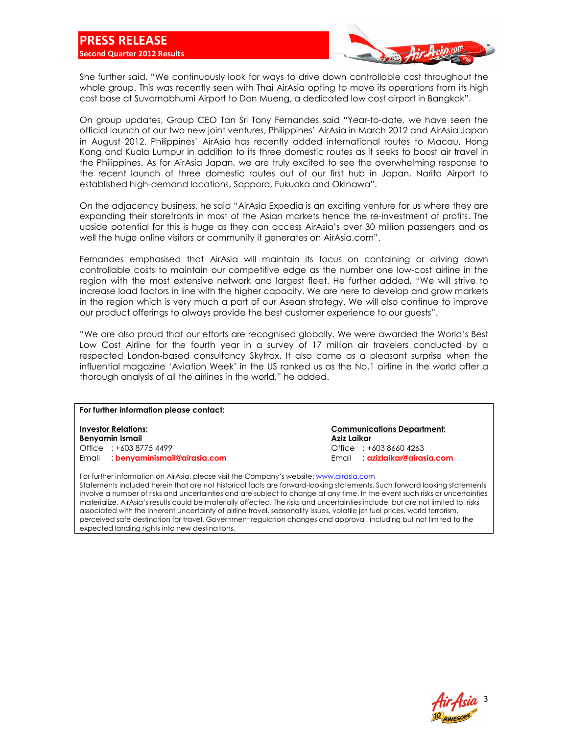She further said, "We continuously look for ways to drive down controllable cost throughout the whole group. This was recently seen with Thai AirAsia opting to move its operations from its high cost base at Suvarnabhumi Airport to Don Mueng, a dedicated low cost airport in Bangkok".

On group updates, Group CEO Tan Sri Tony Fernandes said "Year-to-date, we have seen the official launch of our two new joint ventures, Philippines' AirAsia in March 2012 and AirAsia Japan in August 2012. Philippines' AirAsia has recently added international routes to Macau, Hong Kong and Kuala Lumpur in addition to its three domestic routes as it seeks to boost air travel in the Philippines. As for AirAsia Japan, we are truly excited to see the overwhelming response to the recent launch of three domestic routes out of our first hub in Japan, Narita Airport to established high-demand locations, Sapporo, Fukuoka and Okinawa".

On the adjacency business, he said "AirAsia Expedia is an exciting venture for us where they are expanding their storefronts in most of the Asian markets hence the re-investment of profits. The upside potential for this is huge as they can access AirAsia's over 30 million passengers and as well the huge online visitors or community it generates on AirAsia.com".

Fernandes emphasised that AirAsia will maintain its focus on containing or driving down controllable costs to maintain our competitive edge as the number one low-cost airline in the region with the most extensive network and largest fleet. He further added, "We will strive to increase load factors in line with the higher capacity. We are here to develop and grow markets in the region which is very much a part of our Asean strategy. We will also continue to improve our product offerings to always provide the best customer experience to our guests".

"We are also proud that our efforts are recognised globally. We were awarded the World's Best Low Cost Airline for the fourth year in a survey of 17 million air travelers conducted by a respected London-based consultancy Skytrax. It also came as a pleasant surprise when the influential magazine 'Aviation Week' in the US ranked us as the No.1 airline in the world after a thorough analysis of all the airlines in the world," he added.

**For further information please contact:**

**Investor Relations:**
**Benyamin Ismail**
Office : +603 8775 4499
Email : **benyaminismail@airasia.com**

**Communications Department:**
**Aziz Laikar**
Office : +603 8660 4263
Email : **azizlaikar@airasia.com**

For further information on AirAsia, please visit the Company's website: www.airasia.com
Statements included herein that are not historical facts are forward-looking statements. Such forward looking statements involve a number of risks and uncertainties and are subject to change at any time. In the event such risks or uncertainties materialize, AirAsia's results could be materially affected. The risks and uncertainties include, but are not limited to, risks associated with the inherent uncertainty of airline travel, seasonality issues, volatile jet fuel prices, world terrorism, perceived safe destination for travel, Government regulation changes and approval, including but not limited to the expected landing rights into new destinations.